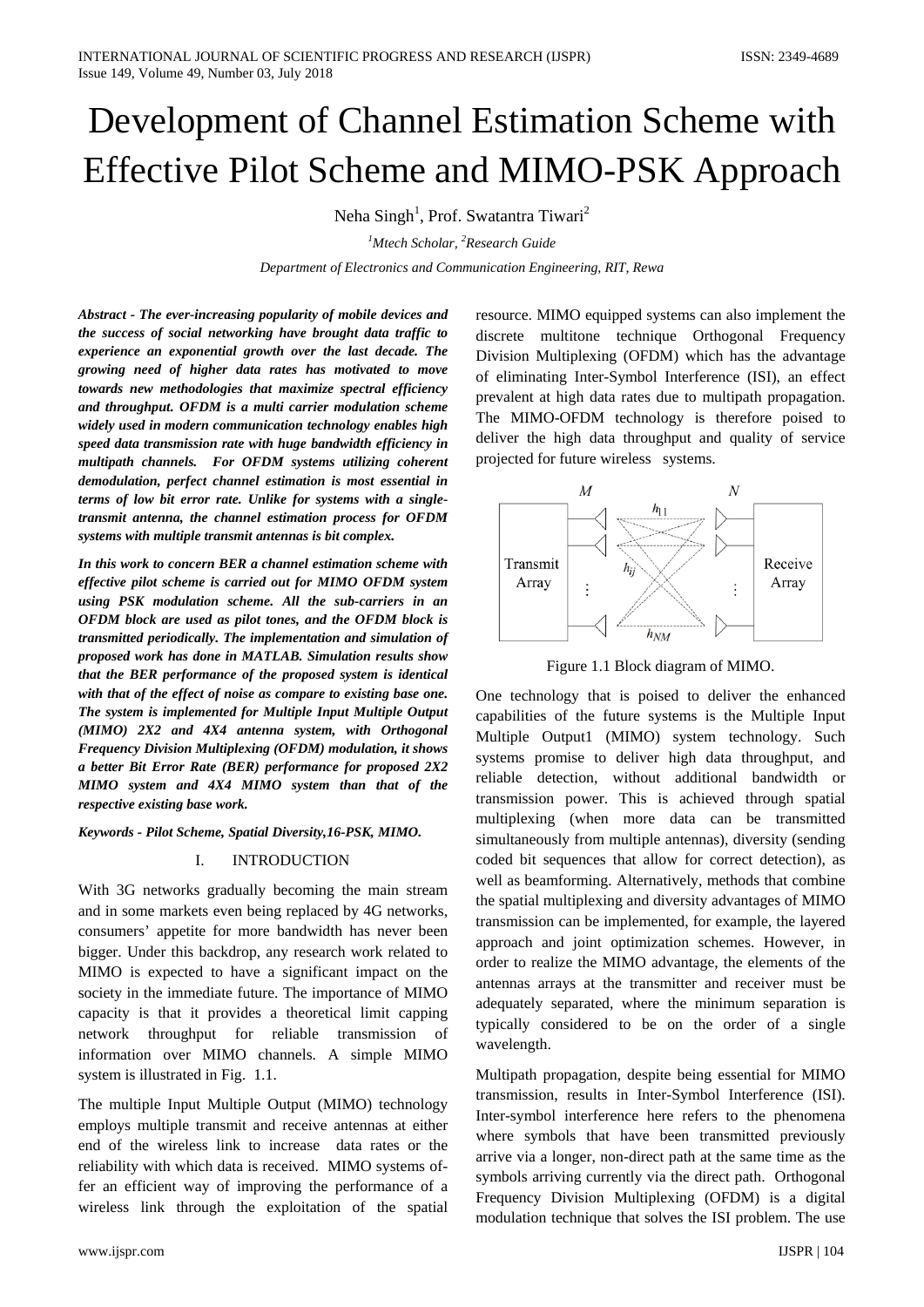# Development of Channel Estimation Scheme with Effective Pilot Scheme and MIMO-PSK Approach

Neha Singh[1], Prof. Swatantra Tiwari[2]

[1]Mtech Scholar, [2]Research Guide

Department of Electronics and Communication Engineering, RIT, Rewa

***Abstract - The ever-increasing popularity of mobile devices and the success of social networking have brought data traffic to experience an exponential growth over the last decade. The growing need of higher data rates has motivated to move towards new methodologies that maximize spectral efficiency and throughput. OFDM is a multi carrier modulation scheme widely used in modern communication technology enables high speed data transmission rate with huge bandwidth efficiency in multipath channels. For OFDM systems utilizing coherent demodulation, perfect channel estimation is most essential in terms of low bit error rate. Unlike for systems with a single-transmit antenna, the channel estimation process for OFDM systems with multiple transmit antennas is bit complex.***

***In this work to concern BER a channel estimation scheme with effective pilot scheme is carried out for MIMO OFDM system using PSK modulation scheme. All the sub-carriers in an OFDM block are used as pilot tones, and the OFDM block is transmitted periodically. The implementation and simulation of proposed work has done in MATLAB. Simulation results show that the BER performance of the proposed system is identical with that of the effect of noise as compare to existing base one. The system is implemented for Multiple Input Multiple Output (MIMO) 2X2 and 4X4 antenna system, with Orthogonal Frequency Division Multiplexing (OFDM) modulation, it shows a better Bit Error Rate (BER) performance for proposed 2X2 MIMO system and 4X4 MIMO system than that of the respective existing base work.***

***Keywords - Pilot Scheme, Spatial Diversity,16-PSK, MIMO.***

## I. INTRODUCTION

With 3G networks gradually becoming the main stream and in some markets even being replaced by 4G networks, consumers' appetite for more bandwidth has never been bigger. Under this backdrop, any research work related to MIMO is expected to have a significant impact on the society in the immediate future. The importance of MIMO capacity is that it provides a theoretical limit capping network throughput for reliable transmission of information over MIMO channels. A simple MIMO system is illustrated in Fig. 1.1.

The multiple Input Multiple Output (MIMO) technology employs multiple transmit and receive antennas at either end of the wireless link to increase data rates or the reliability with which data is received. MIMO systems offer an efficient way of improving the performance of a wireless link through the exploitation of the spatial resource. MIMO equipped systems can also implement the discrete multitone technique Orthogonal Frequency Division Multiplexing (OFDM) which has the advantage of eliminating Inter-Symbol Interference (ISI), an effect prevalent at high data rates due to multipath propagation. The MIMO-OFDM technology is therefore poised to deliver the high data throughput and quality of service projected for future wireless systems.

Figure 1.1 Block diagram of MIMO.

One technology that is poised to deliver the enhanced capabilities of the future systems is the Multiple Input Multiple Output1 (MIMO) system technology. Such systems promise to deliver high data throughput, and reliable detection, without additional bandwidth or transmission power. This is achieved through spatial multiplexing (when more data can be transmitted simultaneously from multiple antennas), diversity (sending coded bit sequences that allow for correct detection), as well as beamforming. Alternatively, methods that combine the spatial multiplexing and diversity advantages of MIMO transmission can be implemented, for example, the layered approach and joint optimization schemes. However, in order to realize the MIMO advantage, the elements of the antennas arrays at the transmitter and receiver must be adequately separated, where the minimum separation is typically considered to be on the order of a single wavelength.

Multipath propagation, despite being essential for MIMO transmission, results in Inter-Symbol Interference (ISI). Inter-symbol interference here refers to the phenomena where symbols that have been transmitted previously arrive via a longer, non-direct path at the same time as the symbols arriving currently via the direct path. Orthogonal Frequency Division Multiplexing (OFDM) is a digital modulation technique that solves the ISI problem. The use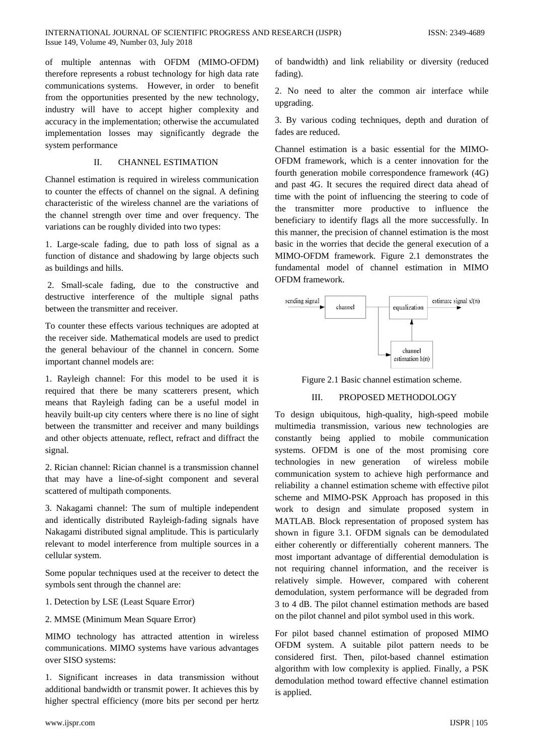of multiple antennas with OFDM (MIMO-OFDM) therefore represents a robust technology for high data rate communications systems. However, in order to benefit from the opportunities presented by the new technology, industry will have to accept higher complexity and accuracy in the implementation; otherwise the accumulated implementation losses may significantly degrade the system performance

## II. CHANNEL ESTIMATION

Channel estimation is required in wireless communication to counter the effects of channel on the signal. A defining characteristic of the wireless channel are the variations of the channel strength over time and over frequency. The variations can be roughly divided into two types:

1. Large-scale fading, due to path loss of signal as a function of distance and shadowing by large objects such as buildings and hills.

2. Small-scale fading, due to the constructive and destructive interference of the multiple signal paths between the transmitter and receiver.

To counter these effects various techniques are adopted at the receiver side. Mathematical models are used to predict the general behaviour of the channel in concern. Some important channel models are:

1. Rayleigh channel: For this model to be used it is required that there be many scatterers present, which means that Rayleigh fading can be a useful model in heavily built-up city centers where there is no line of sight between the transmitter and receiver and many buildings and other objects attenuate, reflect, refract and diffract the signal.

2. Rician channel: Rician channel is a transmission channel that may have a line-of-sight component and several scattered of multipath components.

3. Nakagami channel: The sum of multiple independent and identically distributed Rayleigh-fading signals have Nakagami distributed signal amplitude. This is particularly relevant to model interference from multiple sources in a cellular system.

Some popular techniques used at the receiver to detect the symbols sent through the channel are:

1. Detection by LSE (Least Square Error)

2. MMSE (Minimum Mean Square Error)

MIMO technology has attracted attention in wireless communications. MIMO systems have various advantages over SISO systems:

1. Significant increases in data transmission without additional bandwidth or transmit power. It achieves this by higher spectral efficiency (more bits per second per hertz of bandwidth) and link reliability or diversity (reduced fading).

2. No need to alter the common air interface while upgrading.

3. By various coding techniques, depth and duration of fades are reduced.

Channel estimation is a basic essential for the MIMO-OFDM framework, which is a center innovation for the fourth generation mobile correspondence framework (4G) and past 4G. It secures the required direct data ahead of time with the point of influencing the steering to code of the transmitter more productive to influence the beneficiary to identify flags all the more successfully. In this manner, the precision of channel estimation is the most basic in the worries that decide the general execution of a MIMO-OFDM framework. Figure 2.1 demonstrates the fundamental model of channel estimation in MIMO OFDM framework.

sending signal → channel → equalization → estimate signal x'(n); channel estimation h(n)

Figure 2.1 Basic channel estimation scheme.

## III. PROPOSED METHODOLOGY

To design ubiquitous, high-quality, high-speed mobile multimedia transmission, various new technologies are constantly being applied to mobile communication systems. OFDM is one of the most promising core technologies in new generation of wireless mobile communication system to achieve high performance and reliability a channel estimation scheme with effective pilot scheme and MIMO-PSK Approach has proposed in this work to design and simulate proposed system in MATLAB. Block representation of proposed system has shown in figure 3.1. OFDM signals can be demodulated either coherently or differentially coherent manners. The most important advantage of differential demodulation is not requiring channel information, and the receiver is relatively simple. However, compared with coherent demodulation, system performance will be degraded from 3 to 4 dB. The pilot channel estimation methods are based on the pilot channel and pilot symbol used in this work.

For pilot based channel estimation of proposed MIMO OFDM system. A suitable pilot pattern needs to be considered first. Then, pilot-based channel estimation algorithm with low complexity is applied. Finally, a PSK demodulation method toward effective channel estimation is applied.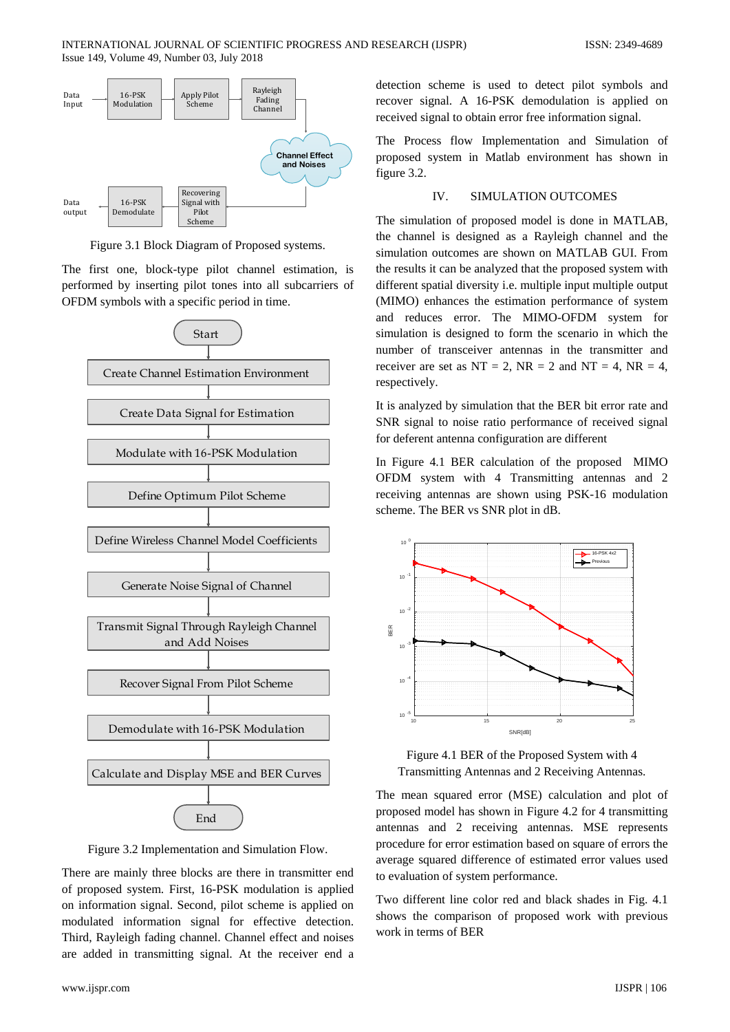Figure 3.1 Block Diagram of Proposed systems.

The first one, block-type pilot channel estimation, is performed by inserting pilot tones into all subcarriers of OFDM symbols with a specific period in time.

Figure 3.2 Implementation and Simulation Flow.

There are mainly three blocks are there in transmitter end of proposed system. First, 16-PSK modulation is applied on information signal. Second, pilot scheme is applied on modulated information signal for effective detection. Third, Rayleigh fading channel. Channel effect and noises are added in transmitting signal. At the receiver end a detection scheme is used to detect pilot symbols and recover signal. A 16-PSK demodulation is applied on received signal to obtain error free information signal.

The Process flow Implementation and Simulation of proposed system in Matlab environment has shown in figure 3.2.

## IV. SIMULATION OUTCOMES

The simulation of proposed model is done in MATLAB, the channel is designed as a Rayleigh channel and the simulation outcomes are shown on MATLAB GUI. From the results it can be analyzed that the proposed system with different spatial diversity i.e. multiple input multiple output (MIMO) enhances the estimation performance of system and reduces error. The MIMO-OFDM system for simulation is designed to form the scenario in which the number of transceiver antennas in the transmitter and receiver are set as NT = 2, NR = 2 and NT = 4, NR = 4, respectively.

It is analyzed by simulation that the BER bit error rate and SNR signal to noise ratio performance of received signal for deferent antenna configuration are different

In Figure 4.1 BER calculation of the proposed MIMO OFDM system with 4 Transmitting antennas and 2 receiving antennas are shown using PSK-16 modulation scheme. The BER vs SNR plot in dB.

Figure 4.1 BER of the Proposed System with 4 Transmitting Antennas and 2 Receiving Antennas.

The mean squared error (MSE) calculation and plot of proposed model has shown in Figure 4.2 for 4 transmitting antennas and 2 receiving antennas. MSE represents procedure for error estimation based on square of errors the average squared difference of estimated error values used to evaluation of system performance.

Two different line color red and black shades in Fig. 4.1 shows the comparison of proposed work with previous work in terms of BER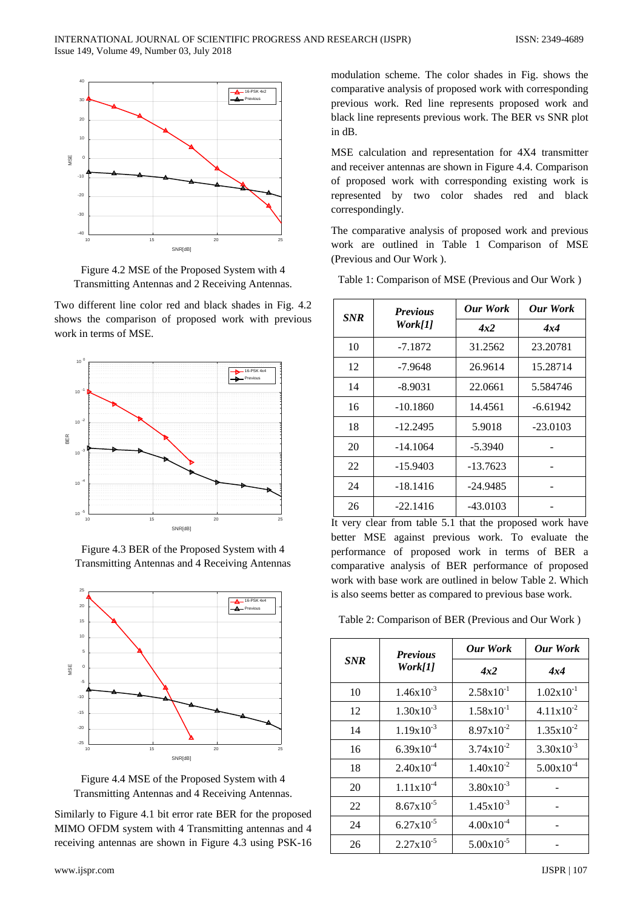Figure 4.2 MSE of the Proposed System with 4 Transmitting Antennas and 2 Receiving Antennas.

Two different line color red and black shades in Fig. 4.2 shows the comparison of proposed work with previous work in terms of MSE.

Figure 4.3 BER of the Proposed System with 4 Transmitting Antennas and 4 Receiving Antennas

Figure 4.4 MSE of the Proposed System with 4 Transmitting Antennas and 4 Receiving Antennas.

Similarly to Figure 4.1 bit error rate BER for the proposed MIMO OFDM system with 4 Transmitting antennas and 4 receiving antennas are shown in Figure 4.3 using PSK-16 modulation scheme. The color shades in Fig. shows the comparative analysis of proposed work with corresponding previous work. Red line represents proposed work and black line represents previous work. The BER vs SNR plot in dB.

MSE calculation and representation for 4X4 transmitter and receiver antennas are shown in Figure 4.4. Comparison of proposed work with corresponding existing work is represented by two color shades red and black correspondingly.

The comparative analysis of proposed work and previous work are outlined in Table 1 Comparison of MSE (Previous and Our Work ).

Table 1: Comparison of MSE (Previous and Our Work )

| ***SNR*** | ***Previous Work[1]*** | ***Our Work*** | ***Our Work*** |
|---|---|---|---|
| | | ***4x2*** | ***4x4*** |
| 10 | -7.1872 | 31.2562 | 23.20781 |
| 12 | -7.9648 | 26.9614 | 15.28714 |
| 14 | -8.9031 | 22.0661 | 5.584746 |
| 16 | -10.1860 | 14.4561 | -6.61942 |
| 18 | -12.2495 | 5.9018 | -23.0103 |
| 20 | -14.1064 | -5.3940 | - |
| 22 | -15.9403 | -13.7623 | - |
| 24 | -18.1416 | -24.9485 | - |
| 26 | -22.1416 | -43.0103 | - |

It very clear from table 5.1 that the proposed work have better MSE against previous work. To evaluate the performance of proposed work in terms of BER a comparative analysis of BER performance of proposed work with base work are outlined in below Table 2. Which is also seems better as compared to previous base work.

Table 2: Comparison of BER (Previous and Our Work )

| ***SNR*** | ***Previous Work[1]*** | ***Our Work*** | ***Our Work*** |
|---|---|---|---|
| | | ***4x2*** | ***4x4*** |
| 10 | $1.46x10^{-3}$ | $2.58x10^{-1}$ | $1.02x10^{-1}$ |
| 12 | $1.30x10^{-3}$ | $1.58x10^{-1}$ | $4.11x10^{-2}$ |
| 14 | $1.19x10^{-3}$ | $8.97x10^{-2}$ | $1.35x10^{-2}$ |
| 16 | $6.39x10^{-4}$ | $3.74x10^{-2}$ | $3.30x10^{-3}$ |
| 18 | $2.40x10^{-4}$ | $1.40x10^{-2}$ | $5.00x10^{-4}$ |
| 20 | $1.11x10^{-4}$ | $3.80x10^{-3}$ | - |
| 22 | $8.67x10^{-5}$ | $1.45x10^{-3}$ | - |
| 24 | $6.27x10^{-5}$ | $4.00x10^{-4}$ | - |
| 26 | $2.27x10^{-5}$ | $5.00x10^{-5}$ | - |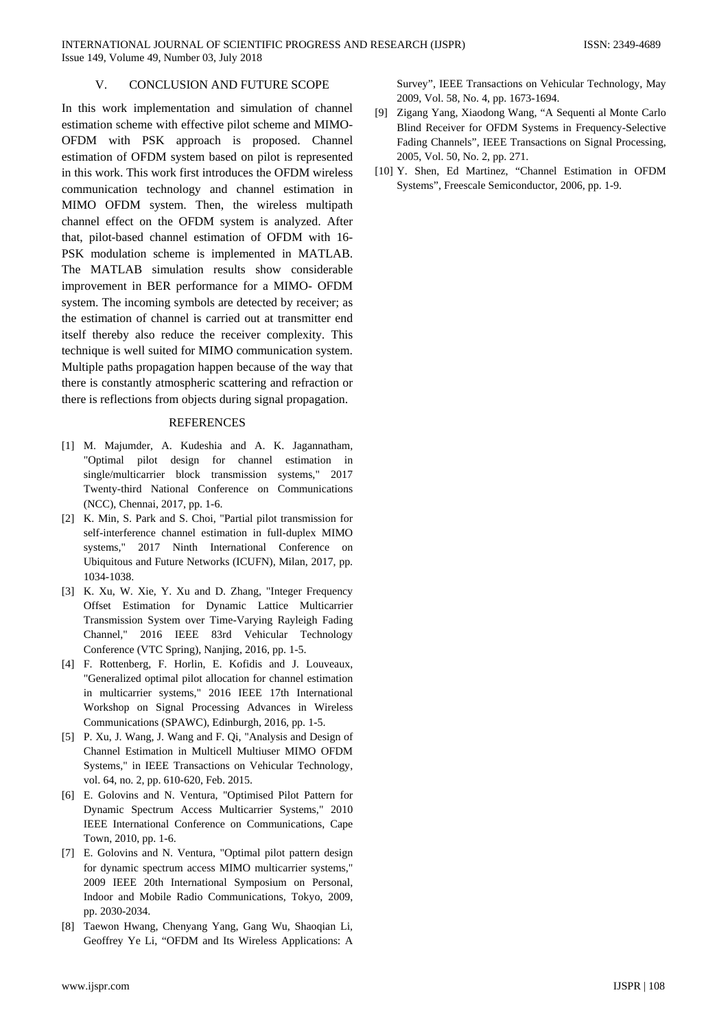## V. CONCLUSION AND FUTURE SCOPE

In this work implementation and simulation of channel estimation scheme with effective pilot scheme and MIMO-OFDM with PSK approach is proposed. Channel estimation of OFDM system based on pilot is represented in this work. This work first introduces the OFDM wireless communication technology and channel estimation in MIMO OFDM system. Then, the wireless multipath channel effect on the OFDM system is analyzed. After that, pilot-based channel estimation of OFDM with 16-PSK modulation scheme is implemented in MATLAB. The MATLAB simulation results show considerable improvement in BER performance for a MIMO- OFDM system. The incoming symbols are detected by receiver; as the estimation of channel is carried out at transmitter end itself thereby also reduce the receiver complexity. This technique is well suited for MIMO communication system. Multiple paths propagation happen because of the way that there is constantly atmospheric scattering and refraction or there is reflections from objects during signal propagation.

## REFERENCES

[1] M. Majumder, A. Kudeshia and A. K. Jagannatham, "Optimal pilot design for channel estimation in single/multicarrier block transmission systems," 2017 Twenty-third National Conference on Communications (NCC), Chennai, 2017, pp. 1-6.

[2] K. Min, S. Park and S. Choi, "Partial pilot transmission for self-interference channel estimation in full-duplex MIMO systems," 2017 Ninth International Conference on Ubiquitous and Future Networks (ICUFN), Milan, 2017, pp. 1034-1038.

[3] K. Xu, W. Xie, Y. Xu and D. Zhang, "Integer Frequency Offset Estimation for Dynamic Lattice Multicarrier Transmission System over Time-Varying Rayleigh Fading Channel," 2016 IEEE 83rd Vehicular Technology Conference (VTC Spring), Nanjing, 2016, pp. 1-5.

[4] F. Rottenberg, F. Horlin, E. Kofidis and J. Louveaux, "Generalized optimal pilot allocation for channel estimation in multicarrier systems," 2016 IEEE 17th International Workshop on Signal Processing Advances in Wireless Communications (SPAWC), Edinburgh, 2016, pp. 1-5.

[5] P. Xu, J. Wang, J. Wang and F. Qi, "Analysis and Design of Channel Estimation in Multicell Multiuser MIMO OFDM Systems," in IEEE Transactions on Vehicular Technology, vol. 64, no. 2, pp. 610-620, Feb. 2015.

[6] E. Golovins and N. Ventura, "Optimised Pilot Pattern for Dynamic Spectrum Access Multicarrier Systems," 2010 IEEE International Conference on Communications, Cape Town, 2010, pp. 1-6.

[7] E. Golovins and N. Ventura, "Optimal pilot pattern design for dynamic spectrum access MIMO multicarrier systems," 2009 IEEE 20th International Symposium on Personal, Indoor and Mobile Radio Communications, Tokyo, 2009, pp. 2030-2034.

[8] Taewon Hwang, Chenyang Yang, Gang Wu, Shaoqian Li, Geoffrey Ye Li, "OFDM and Its Wireless Applications: A Survey", IEEE Transactions on Vehicular Technology, May 2009, Vol. 58, No. 4, pp. 1673-1694.

[9] Zigang Yang, Xiaodong Wang, "A Sequenti al Monte Carlo Blind Receiver for OFDM Systems in Frequency-Selective Fading Channels", IEEE Transactions on Signal Processing, 2005, Vol. 50, No. 2, pp. 271.

[10] Y. Shen, Ed Martinez, "Channel Estimation in OFDM Systems", Freescale Semiconductor, 2006, pp. 1-9.